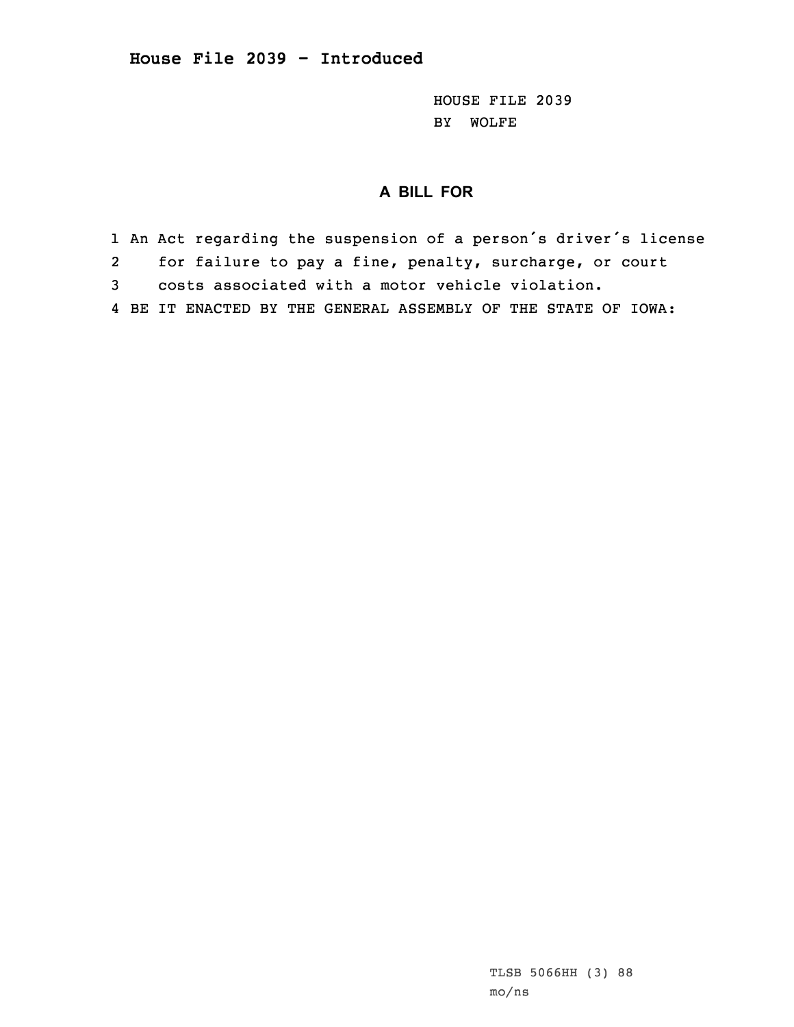# House File 2039 - Introduced

HOUSE FILE 2039
BY WOLFE

## A BILL FOR

1 An Act regarding the suspension of a person's driver's license
2 for failure to pay a fine, penalty, surcharge, or court
3 costs associated with a motor vehicle violation.
4 BE IT ENACTED BY THE GENERAL ASSEMBLY OF THE STATE OF IOWA:

TLSB 5066HH (3) 88
mo/ns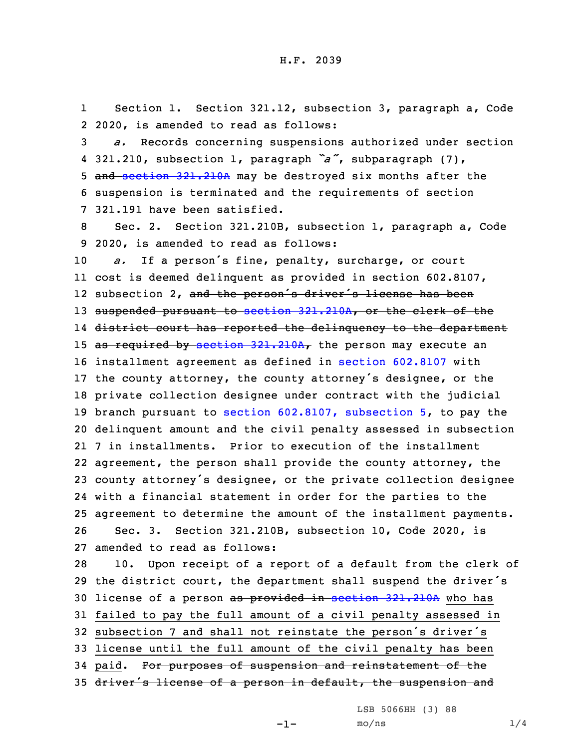Section 1. Section 321.12, subsection 3, paragraph a, Code 2020, is amended to read as follows:

*a.* Records concerning suspensions authorized under section 321.210, subsection 1, paragraph *"a"*, subparagraph (7), ~~and section 321.210A~~ may be destroyed six months after the suspension is terminated and the requirements of section 321.191 have been satisfied.

Sec. 2. Section 321.210B, subsection 1, paragraph a, Code 2020, is amended to read as follows:

*a.* If a person's fine, penalty, surcharge, or court cost is deemed delinquent as provided in section 602.8107, subsection 2, ~~and the person's driver's license has been suspended pursuant to section 321.210A, or the clerk of the district court has reported the delinquency to the department as required by section 321.210A,~~ the person may execute an installment agreement as defined in section 602.8107 with the county attorney, the county attorney's designee, or the private collection designee under contract with the judicial branch pursuant to section 602.8107, subsection 5, to pay the delinquent amount and the civil penalty assessed in subsection 7 in installments. Prior to execution of the installment agreement, the person shall provide the county attorney, the county attorney's designee, or the private collection designee with a financial statement in order for the parties to the agreement to determine the amount of the installment payments.

Sec. 3. Section 321.210B, subsection 10, Code 2020, is amended to read as follows:

10. Upon receipt of a report of a default from the clerk of the district court, the department shall suspend the driver's license of a person ~~as provided in section 321.210A~~ who has failed to pay the full amount of a civil penalty assessed in subsection 7 and shall not reinstate the person's driver's license until the full amount of the civil penalty has been paid. ~~For purposes of suspension and reinstatement of the driver's license of a person in default, the suspension and~~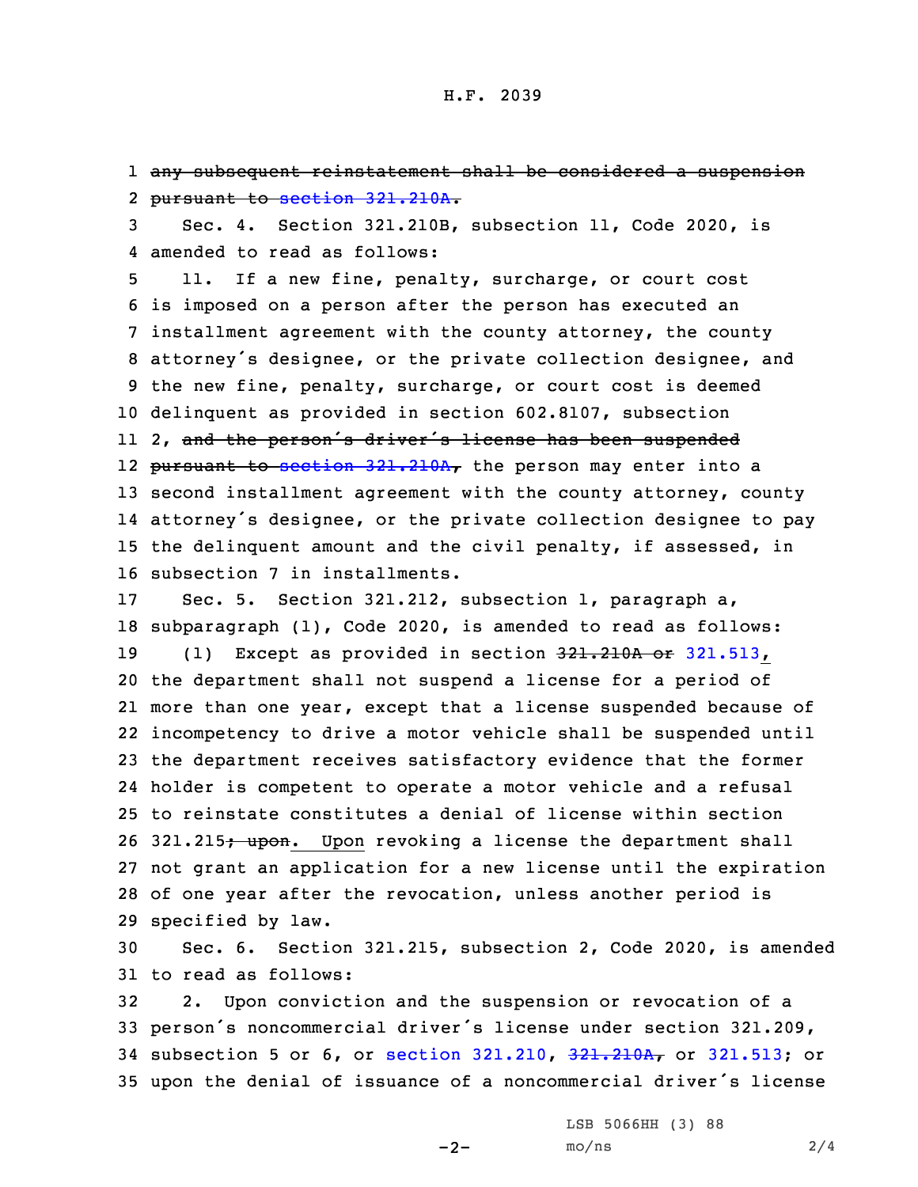~~any subsequent reinstatement shall be considered a suspension pursuant to section 321.210A.~~

Sec. 4. Section 321.210B, subsection 11, Code 2020, is amended to read as follows:

11. If a new fine, penalty, surcharge, or court cost is imposed on a person after the person has executed an installment agreement with the county attorney, the county attorney's designee, or the private collection designee, and the new fine, penalty, surcharge, or court cost is deemed delinquent as provided in section 602.8107, subsection 2, ~~and the person's driver's license has been suspended pursuant to section 321.210A,~~ the person may enter into a second installment agreement with the county attorney, county attorney's designee, or the private collection designee to pay the delinquent amount and the civil penalty, if assessed, in subsection 7 in installments.

Sec. 5. Section 321.212, subsection 1, paragraph a, subparagraph (1), Code 2020, is amended to read as follows:

(1) Except as provided in section ~~321.210A or~~ 321.513, the department shall not suspend a license for a period of more than one year, except that a license suspended because of incompetency to drive a motor vehicle shall be suspended until the department receives satisfactory evidence that the former holder is competent to operate a motor vehicle and a refusal to reinstate constitutes a denial of license within section 321.215~~; upon~~. Upon revoking a license the department shall not grant an application for a new license until the expiration of one year after the revocation, unless another period is specified by law.

Sec. 6. Section 321.215, subsection 2, Code 2020, is amended to read as follows:

2. Upon conviction and the suspension or revocation of a person's noncommercial driver's license under section 321.209, subsection 5 or 6, or section 321.210, ~~321.210A,~~ or 321.513; or upon the denial of issuance of a noncommercial driver's license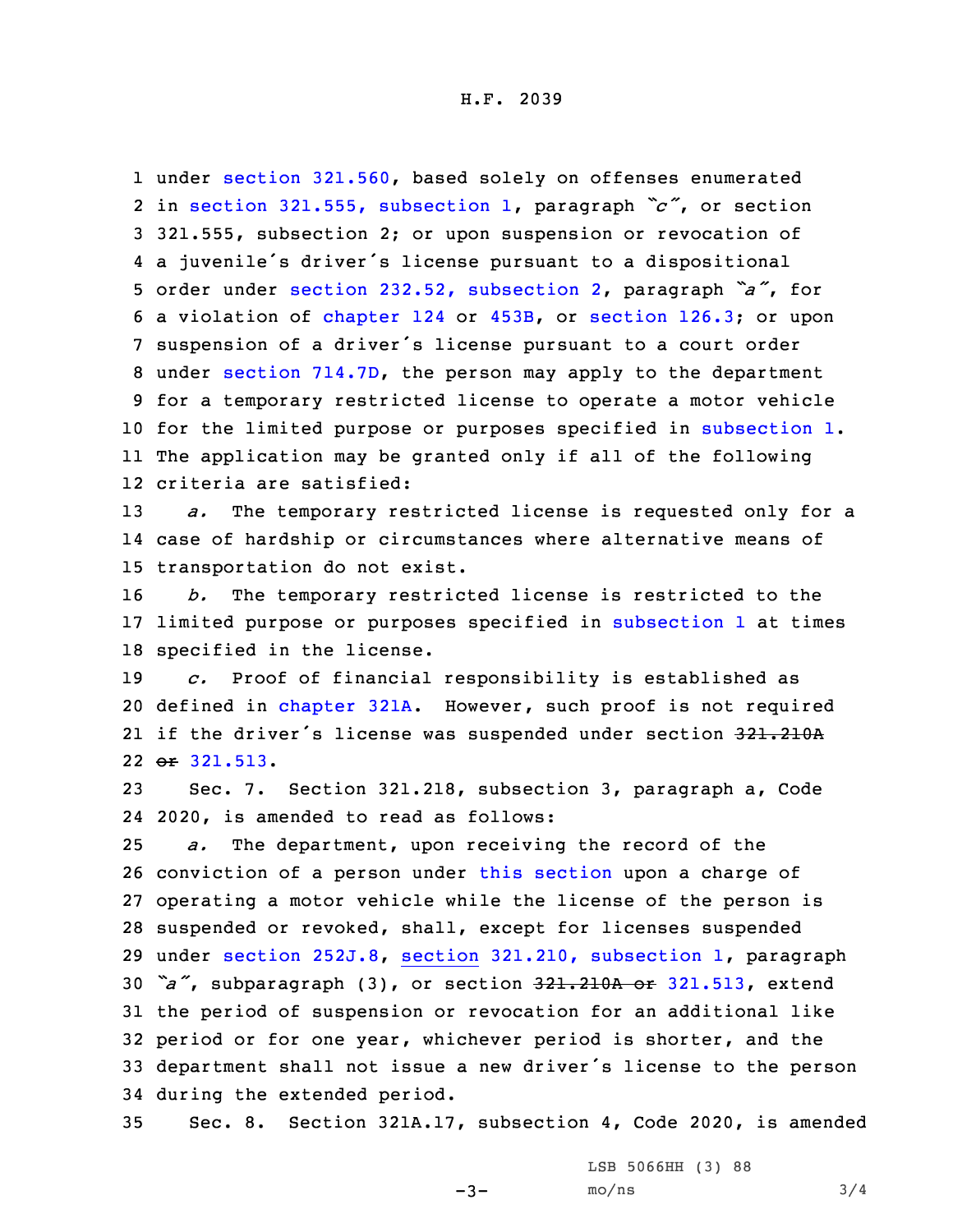under section 321.560, based solely on offenses enumerated in section 321.555, subsection 1, paragraph "*c*", or section 321.555, subsection 2; or upon suspension or revocation of a juvenile's driver's license pursuant to a dispositional order under section 232.52, subsection 2, paragraph "*a*", for a violation of chapter 124 or 453B, or section 126.3; or upon suspension of a driver's license pursuant to a court order under section 714.7D, the person may apply to the department for a temporary restricted license to operate a motor vehicle for the limited purpose or purposes specified in subsection 1. The application may be granted only if all of the following criteria are satisfied:

*a.* The temporary restricted license is requested only for a case of hardship or circumstances where alternative means of transportation do not exist.

*b.* The temporary restricted license is restricted to the limited purpose or purposes specified in subsection 1 at times specified in the license.

*c.* Proof of financial responsibility is established as defined in chapter 321A. However, such proof is not required if the driver's license was suspended under section ~~321.210A or~~ 321.513.

Sec. 7. Section 321.218, subsection 3, paragraph a, Code 2020, is amended to read as follows:

*a.* The department, upon receiving the record of the conviction of a person under this section upon a charge of operating a motor vehicle while the license of the person is suspended or revoked, shall, except for licenses suspended under section 252J.8, section 321.210, subsection 1, paragraph "*a*", subparagraph (3), or section ~~321.210A or~~ 321.513, extend the period of suspension or revocation for an additional like period or for one year, whichever period is shorter, and the department shall not issue a new driver's license to the person during the extended period.

Sec. 8. Section 321A.17, subsection 4, Code 2020, is amended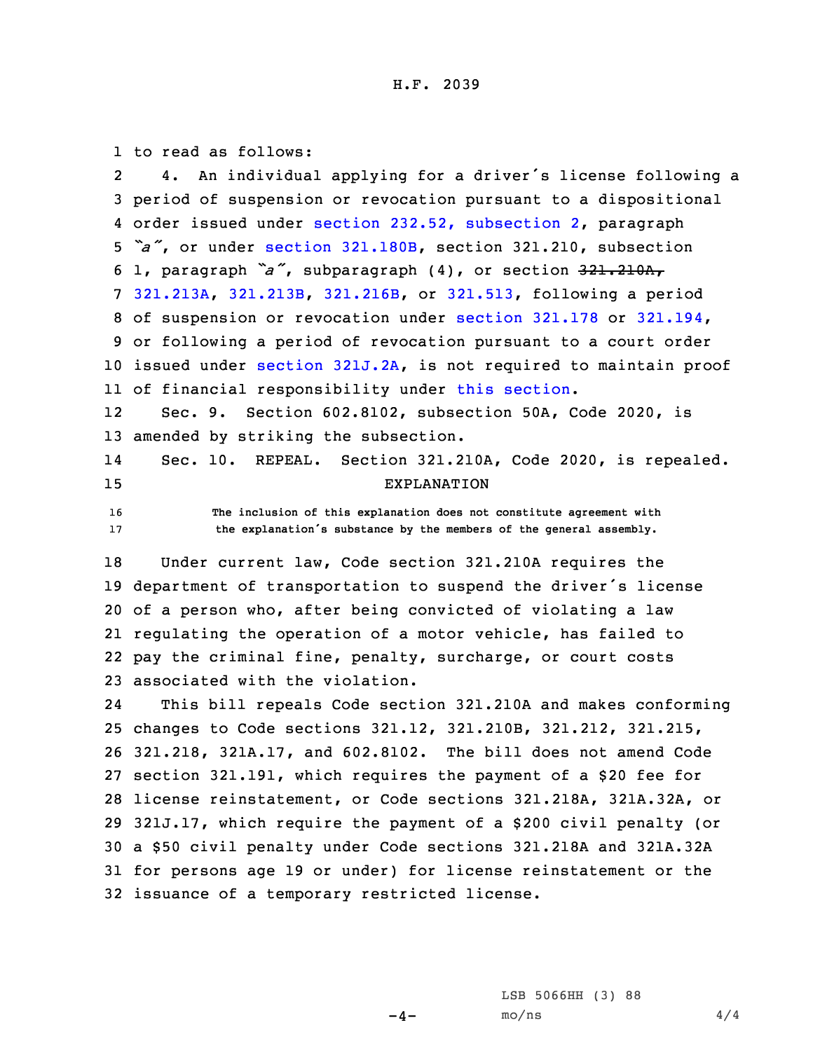to read as follows:

4. An individual applying for a driver's license following a period of suspension or revocation pursuant to a dispositional order issued under section 232.52, subsection 2, paragraph *"a"*, or under section 321.180B, section 321.210, subsection 1, paragraph *"a"*, subparagraph (4), or section ~~321.210A,~~ 321.213A, 321.213B, 321.216B, or 321.513, following a period of suspension or revocation under section 321.178 or 321.194, or following a period of revocation pursuant to a court order issued under section 321J.2A, is not required to maintain proof of financial responsibility under this section.

Sec. 9. Section 602.8102, subsection 50A, Code 2020, is amended by striking the subsection.

Sec. 10. REPEAL. Section 321.210A, Code 2020, is repealed.

## EXPLANATION

**The inclusion of this explanation does not constitute agreement with the explanation's substance by the members of the general assembly.**

Under current law, Code section 321.210A requires the department of transportation to suspend the driver's license of a person who, after being convicted of violating a law regulating the operation of a motor vehicle, has failed to pay the criminal fine, penalty, surcharge, or court costs associated with the violation.

This bill repeals Code section 321.210A and makes conforming changes to Code sections 321.12, 321.210B, 321.212, 321.215, 321.218, 321A.17, and 602.8102. The bill does not amend Code section 321.191, which requires the payment of a $20 fee for license reinstatement, or Code sections 321.218A, 321A.32A, or 321J.17, which require the payment of a $200 civil penalty (or a $50 civil penalty under Code sections 321.218A and 321A.32A for persons age 19 or under) for license reinstatement or the issuance of a temporary restricted license.

LSB 5066HH (3) 88
mo/ns